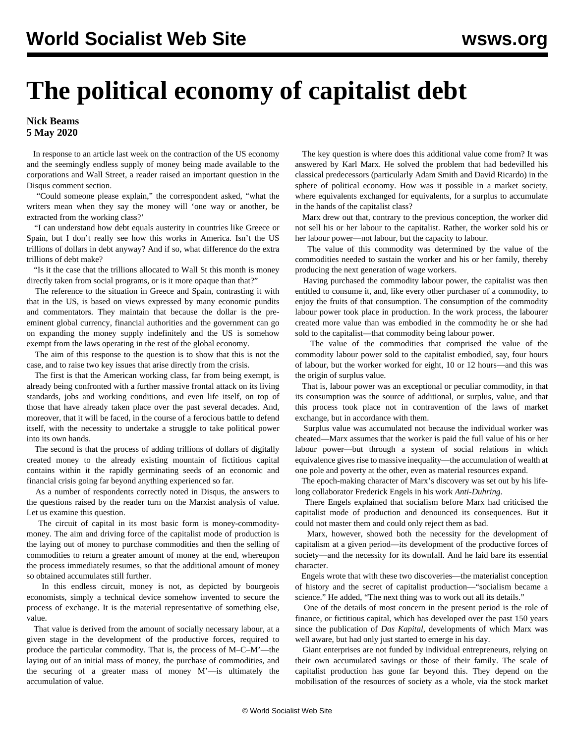# The political economy of capitalist debt

**Nick Beams**
**5 May 2020**

In response to an article last week on the contraction of the US economy and the seemingly endless supply of money being made available to the corporations and Wall Street, a reader raised an important question in the Disqus comment section.

"Could someone please explain," the correspondent asked, "what the writers mean when they say the money will 'one way or another, be extracted from the working class?'

"I can understand how debt equals austerity in countries like Greece or Spain, but I don't really see how this works in America. Isn't the US trillions of dollars in debt anyway? And if so, what difference do the extra trillions of debt make?

"Is it the case that the trillions allocated to Wall St this month is money directly taken from social programs, or is it more opaque than that?"

The reference to the situation in Greece and Spain, contrasting it with that in the US, is based on views expressed by many economic pundits and commentators. They maintain that because the dollar is the pre-eminent global currency, financial authorities and the government can go on expanding the money supply indefinitely and the US is somehow exempt from the laws operating in the rest of the global economy.

The aim of this response to the question is to show that this is not the case, and to raise two key issues that arise directly from the crisis.

The first is that the American working class, far from being exempt, is already being confronted with a further massive frontal attack on its living standards, jobs and working conditions, and even life itself, on top of those that have already taken place over the past several decades. And, moreover, that it will be faced, in the course of a ferocious battle to defend itself, with the necessity to undertake a struggle to take political power into its own hands.

The second is that the process of adding trillions of dollars of digitally created money to the already existing mountain of fictitious capital contains within it the rapidly germinating seeds of an economic and financial crisis going far beyond anything experienced so far.

As a number of respondents correctly noted in Disqus, the answers to the questions raised by the reader turn on the Marxist analysis of value. Let us examine this question.

The circuit of capital in its most basic form is money-commodity-money. The aim and driving force of the capitalist mode of production is the laying out of money to purchase commodities and then the selling of commodities to return a greater amount of money at the end, whereupon the process immediately resumes, so that the additional amount of money so obtained accumulates still further.

In this endless circuit, money is not, as depicted by bourgeois economists, simply a technical device somehow invented to secure the process of exchange. It is the material representative of something else, value.

That value is derived from the amount of socially necessary labour, at a given stage in the development of the productive forces, required to produce the particular commodity. That is, the process of M–C–M'—the laying out of an initial mass of money, the purchase of commodities, and the securing of a greater mass of money M'—is ultimately the accumulation of value.

The key question is where does this additional value come from? It was answered by Karl Marx. He solved the problem that had bedevilled his classical predecessors (particularly Adam Smith and David Ricardo) in the sphere of political economy. How was it possible in a market society, where equivalents exchanged for equivalents, for a surplus to accumulate in the hands of the capitalist class?

Marx drew out that, contrary to the previous conception, the worker did not sell his or her labour to the capitalist. Rather, the worker sold his or her labour power—not labour, but the capacity to labour.

The value of this commodity was determined by the value of the commodities needed to sustain the worker and his or her family, thereby producing the next generation of wage workers.

Having purchased the commodity labour power, the capitalist was then entitled to consume it, and, like every other purchaser of a commodity, to enjoy the fruits of that consumption. The consumption of the commodity labour power took place in production. In the work process, the labourer created more value than was embodied in the commodity he or she had sold to the capitalist—that commodity being labour power.

The value of the commodities that comprised the value of the commodity labour power sold to the capitalist embodied, say, four hours of labour, but the worker worked for eight, 10 or 12 hours—and this was the origin of surplus value.

That is, labour power was an exceptional or peculiar commodity, in that its consumption was the source of additional, or surplus, value, and that this process took place not in contravention of the laws of market exchange, but in accordance with them.

Surplus value was accumulated not because the individual worker was cheated—Marx assumes that the worker is paid the full value of his or her labour power—but through a system of social relations in which equivalence gives rise to massive inequality—the accumulation of wealth at one pole and poverty at the other, even as material resources expand.

The epoch-making character of Marx's discovery was set out by his life-long collaborator Frederick Engels in his work *Anti-Duhring*.

There Engels explained that socialism before Marx had criticised the capitalist mode of production and denounced its consequences. But it could not master them and could only reject them as bad.

Marx, however, showed both the necessity for the development of capitalism at a given period—its development of the productive forces of society—and the necessity for its downfall. And he laid bare its essential character.

Engels wrote that with these two discoveries—the materialist conception of history and the secret of capitalist production—"socialism became a science." He added, "The next thing was to work out all its details."

One of the details of most concern in the present period is the role of finance, or fictitious capital, which has developed over the past 150 years since the publication of *Das Kapital*, developments of which Marx was well aware, but had only just started to emerge in his day.

Giant enterprises are not funded by individual entrepreneurs, relying on their own accumulated savings or those of their family. The scale of capitalist production has gone far beyond this. They depend on the mobilisation of the resources of society as a whole, via the stock market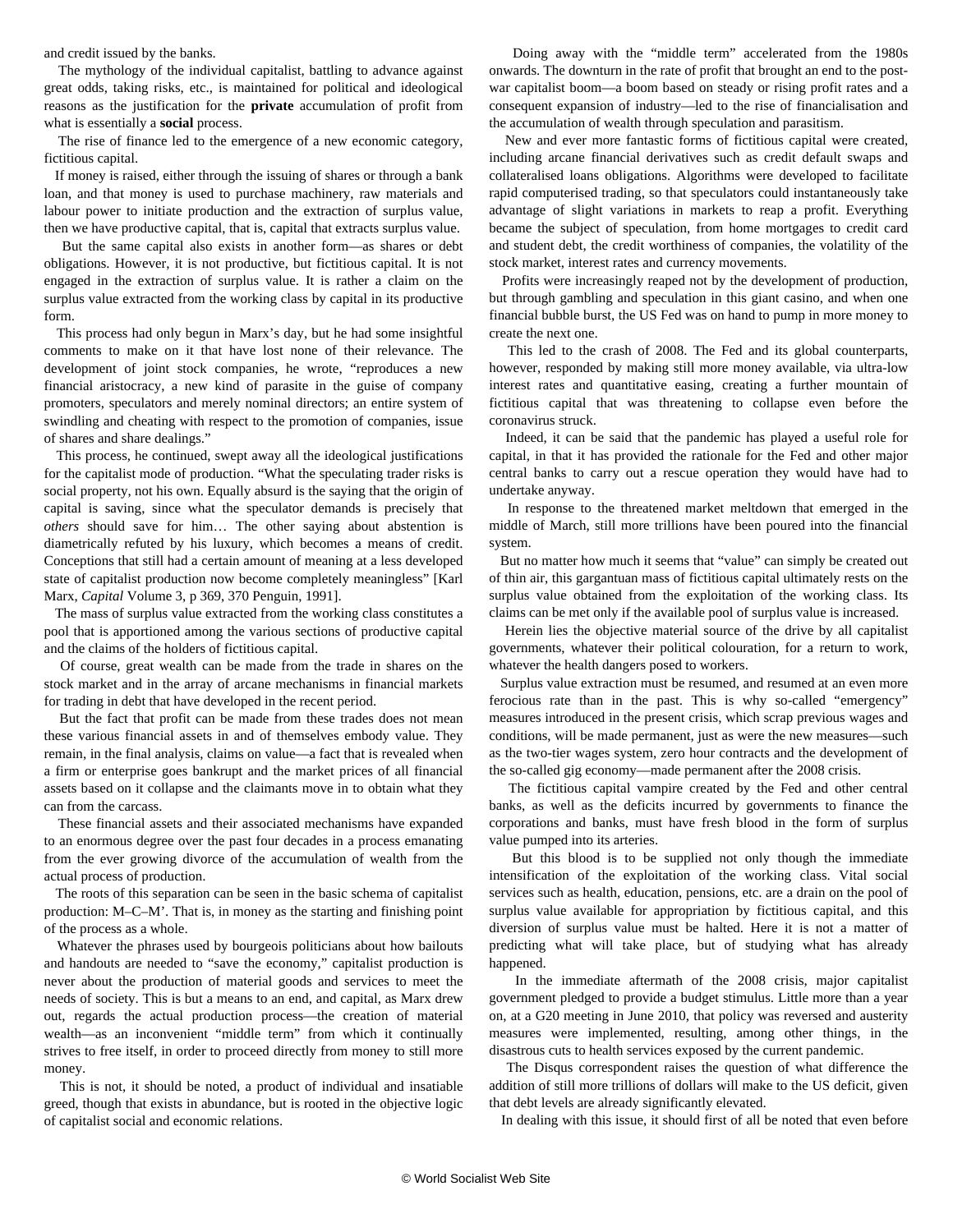and credit issued by the banks.

The mythology of the individual capitalist, battling to advance against great odds, taking risks, etc., is maintained for political and ideological reasons as the justification for the **private** accumulation of profit from what is essentially a **social** process.

The rise of finance led to the emergence of a new economic category, fictitious capital.

If money is raised, either through the issuing of shares or through a bank loan, and that money is used to purchase machinery, raw materials and labour power to initiate production and the extraction of surplus value, then we have productive capital, that is, capital that extracts surplus value.

But the same capital also exists in another form—as shares or debt obligations. However, it is not productive, but fictitious capital. It is not engaged in the extraction of surplus value. It is rather a claim on the surplus value extracted from the working class by capital in its productive form.

This process had only begun in Marx's day, but he had some insightful comments to make on it that have lost none of their relevance. The development of joint stock companies, he wrote, "reproduces a new financial aristocracy, a new kind of parasite in the guise of company promoters, speculators and merely nominal directors; an entire system of swindling and cheating with respect to the promotion of companies, issue of shares and share dealings."

This process, he continued, swept away all the ideological justifications for the capitalist mode of production. "What the speculating trader risks is social property, not his own. Equally absurd is the saying that the origin of capital is saving, since what the speculator demands is precisely that *others* should save for him… The other saying about abstention is diametrically refuted by his luxury, which becomes a means of credit. Conceptions that still had a certain amount of meaning at a less developed state of capitalist production now become completely meaningless" [Karl Marx, *Capital* Volume 3, p 369, 370 Penguin, 1991].

The mass of surplus value extracted from the working class constitutes a pool that is apportioned among the various sections of productive capital and the claims of the holders of fictitious capital.

Of course, great wealth can be made from the trade in shares on the stock market and in the array of arcane mechanisms in financial markets for trading in debt that have developed in the recent period.

But the fact that profit can be made from these trades does not mean these various financial assets in and of themselves embody value. They remain, in the final analysis, claims on value—a fact that is revealed when a firm or enterprise goes bankrupt and the market prices of all financial assets based on it collapse and the claimants move in to obtain what they can from the carcass.

These financial assets and their associated mechanisms have expanded to an enormous degree over the past four decades in a process emanating from the ever growing divorce of the accumulation of wealth from the actual process of production.

The roots of this separation can be seen in the basic schema of capitalist production: M–C–M'. That is, in money as the starting and finishing point of the process as a whole.

Whatever the phrases used by bourgeois politicians about how bailouts and handouts are needed to "save the economy," capitalist production is never about the production of material goods and services to meet the needs of society. This is but a means to an end, and capital, as Marx drew out, regards the actual production process—the creation of material wealth—as an inconvenient "middle term" from which it continually strives to free itself, in order to proceed directly from money to still more money.

This is not, it should be noted, a product of individual and insatiable greed, though that exists in abundance, but is rooted in the objective logic of capitalist social and economic relations.

Doing away with the "middle term" accelerated from the 1980s onwards. The downturn in the rate of profit that brought an end to the post-war capitalist boom—a boom based on steady or rising profit rates and a consequent expansion of industry—led to the rise of financialisation and the accumulation of wealth through speculation and parasitism.

New and ever more fantastic forms of fictitious capital were created, including arcane financial derivatives such as credit default swaps and collateralised loans obligations. Algorithms were developed to facilitate rapid computerised trading, so that speculators could instantaneously take advantage of slight variations in markets to reap a profit. Everything became the subject of speculation, from home mortgages to credit card and student debt, the credit worthiness of companies, the volatility of the stock market, interest rates and currency movements.

Profits were increasingly reaped not by the development of production, but through gambling and speculation in this giant casino, and when one financial bubble burst, the US Fed was on hand to pump in more money to create the next one.

This led to the crash of 2008. The Fed and its global counterparts, however, responded by making still more money available, via ultra-low interest rates and quantitative easing, creating a further mountain of fictitious capital that was threatening to collapse even before the coronavirus struck.

Indeed, it can be said that the pandemic has played a useful role for capital, in that it has provided the rationale for the Fed and other major central banks to carry out a rescue operation they would have had to undertake anyway.

In response to the threatened market meltdown that emerged in the middle of March, still more trillions have been poured into the financial system.

But no matter how much it seems that "value" can simply be created out of thin air, this gargantuan mass of fictitious capital ultimately rests on the surplus value obtained from the exploitation of the working class. Its claims can be met only if the available pool of surplus value is increased.

Herein lies the objective material source of the drive by all capitalist governments, whatever their political colouration, for a return to work, whatever the health dangers posed to workers.

Surplus value extraction must be resumed, and resumed at an even more ferocious rate than in the past. This is why so-called "emergency" measures introduced in the present crisis, which scrap previous wages and conditions, will be made permanent, just as were the new measures—such as the two-tier wages system, zero hour contracts and the development of the so-called gig economy—made permanent after the 2008 crisis.

The fictitious capital vampire created by the Fed and other central banks, as well as the deficits incurred by governments to finance the corporations and banks, must have fresh blood in the form of surplus value pumped into its arteries.

But this blood is to be supplied not only though the immediate intensification of the exploitation of the working class. Vital social services such as health, education, pensions, etc. are a drain on the pool of surplus value available for appropriation by fictitious capital, and this diversion of surplus value must be halted. Here it is not a matter of predicting what will take place, but of studying what has already happened.

In the immediate aftermath of the 2008 crisis, major capitalist government pledged to provide a budget stimulus. Little more than a year on, at a G20 meeting in June 2010, that policy was reversed and austerity measures were implemented, resulting, among other things, in the disastrous cuts to health services exposed by the current pandemic.

The Disqus correspondent raises the question of what difference the addition of still more trillions of dollars will make to the US deficit, given that debt levels are already significantly elevated.

In dealing with this issue, it should first of all be noted that even before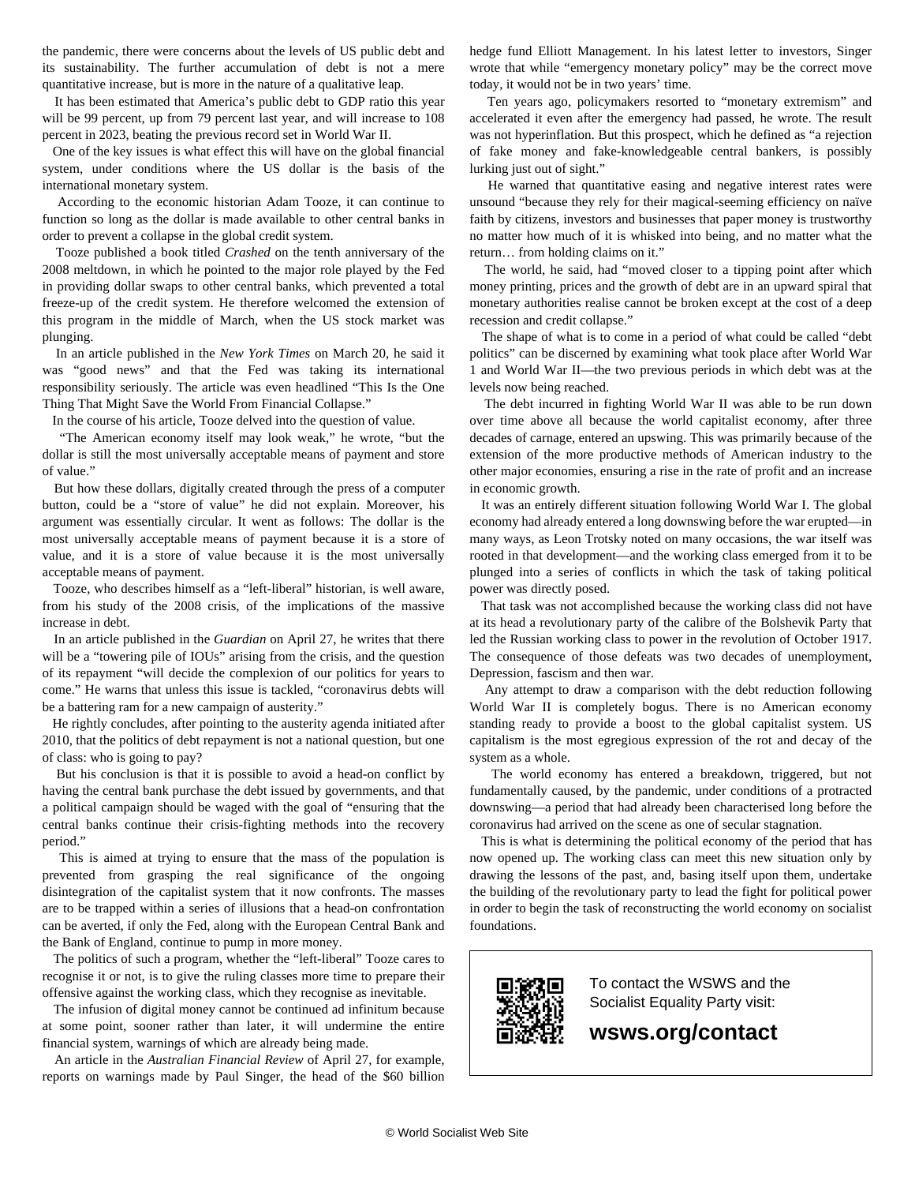the pandemic, there were concerns about the levels of US public debt and its sustainability. The further accumulation of debt is not a mere quantitative increase, but is more in the nature of a qualitative leap.

It has been estimated that America's public debt to GDP ratio this year will be 99 percent, up from 79 percent last year, and will increase to 108 percent in 2023, beating the previous record set in World War II.

One of the key issues is what effect this will have on the global financial system, under conditions where the US dollar is the basis of the international monetary system.

According to the economic historian Adam Tooze, it can continue to function so long as the dollar is made available to other central banks in order to prevent a collapse in the global credit system.

Tooze published a book titled *Crashed* on the tenth anniversary of the 2008 meltdown, in which he pointed to the major role played by the Fed in providing dollar swaps to other central banks, which prevented a total freeze-up of the credit system. He therefore welcomed the extension of this program in the middle of March, when the US stock market was plunging.

In an article published in the *New York Times* on March 20, he said it was "good news" and that the Fed was taking its international responsibility seriously. The article was even headlined "This Is the One Thing That Might Save the World From Financial Collapse."

In the course of his article, Tooze delved into the question of value.

"The American economy itself may look weak," he wrote, "but the dollar is still the most universally acceptable means of payment and store of value."

But how these dollars, digitally created through the press of a computer button, could be a "store of value" he did not explain. Moreover, his argument was essentially circular. It went as follows: The dollar is the most universally acceptable means of payment because it is a store of value, and it is a store of value because it is the most universally acceptable means of payment.

Tooze, who describes himself as a "left-liberal" historian, is well aware, from his study of the 2008 crisis, of the implications of the massive increase in debt.

In an article published in the *Guardian* on April 27, he writes that there will be a "towering pile of IOUs" arising from the crisis, and the question of its repayment "will decide the complexion of our politics for years to come." He warns that unless this issue is tackled, "coronavirus debts will be a battering ram for a new campaign of austerity."

He rightly concludes, after pointing to the austerity agenda initiated after 2010, that the politics of debt repayment is not a national question, but one of class: who is going to pay?

But his conclusion is that it is possible to avoid a head-on conflict by having the central bank purchase the debt issued by governments, and that a political campaign should be waged with the goal of "ensuring that the central banks continue their crisis-fighting methods into the recovery period."

This is aimed at trying to ensure that the mass of the population is prevented from grasping the real significance of the ongoing disintegration of the capitalist system that it now confronts. The masses are to be trapped within a series of illusions that a head-on confrontation can be averted, if only the Fed, along with the European Central Bank and the Bank of England, continue to pump in more money.

The politics of such a program, whether the "left-liberal" Tooze cares to recognise it or not, is to give the ruling classes more time to prepare their offensive against the working class, which they recognise as inevitable.

The infusion of digital money cannot be continued ad infinitum because at some point, sooner rather than later, it will undermine the entire financial system, warnings of which are already being made.

An article in the *Australian Financial Review* of April 27, for example, reports on warnings made by Paul Singer, the head of the $60 billion hedge fund Elliott Management. In his latest letter to investors, Singer wrote that while "emergency monetary policy" may be the correct move today, it would not be in two years' time.

Ten years ago, policymakers resorted to "monetary extremism" and accelerated it even after the emergency had passed, he wrote. The result was not hyperinflation. But this prospect, which he defined as "a rejection of fake money and fake-knowledgeable central bankers, is possibly lurking just out of sight."

He warned that quantitative easing and negative interest rates were unsound "because they rely for their magical-seeming efficiency on naïve faith by citizens, investors and businesses that paper money is trustworthy no matter how much of it is whisked into being, and no matter what the return… from holding claims on it."

The world, he said, had "moved closer to a tipping point after which money printing, prices and the growth of debt are in an upward spiral that monetary authorities realise cannot be broken except at the cost of a deep recession and credit collapse."

The shape of what is to come in a period of what could be called "debt politics" can be discerned by examining what took place after World War 1 and World War II—the two previous periods in which debt was at the levels now being reached.

The debt incurred in fighting World War II was able to be run down over time above all because the world capitalist economy, after three decades of carnage, entered an upswing. This was primarily because of the extension of the more productive methods of American industry to the other major economies, ensuring a rise in the rate of profit and an increase in economic growth.

It was an entirely different situation following World War I. The global economy had already entered a long downswing before the war erupted—in many ways, as Leon Trotsky noted on many occasions, the war itself was rooted in that development—and the working class emerged from it to be plunged into a series of conflicts in which the task of taking political power was directly posed.

That task was not accomplished because the working class did not have at its head a revolutionary party of the calibre of the Bolshevik Party that led the Russian working class to power in the revolution of October 1917. The consequence of those defeats was two decades of unemployment, Depression, fascism and then war.

Any attempt to draw a comparison with the debt reduction following World War II is completely bogus. There is no American economy standing ready to provide a boost to the global capitalist system. US capitalism is the most egregious expression of the rot and decay of the system as a whole.

The world economy has entered a breakdown, triggered, but not fundamentally caused, by the pandemic, under conditions of a protracted downswing—a period that had already been characterised long before the coronavirus had arrived on the scene as one of secular stagnation.

This is what is determining the political economy of the period that has now opened up. The working class can meet this new situation only by drawing the lessons of the past, and, basing itself upon them, undertake the building of the revolutionary party to lead the fight for political power in order to begin the task of reconstructing the world economy on socialist foundations.

To contact the WSWS and the Socialist Equality Party visit:

**wsws.org/contact**